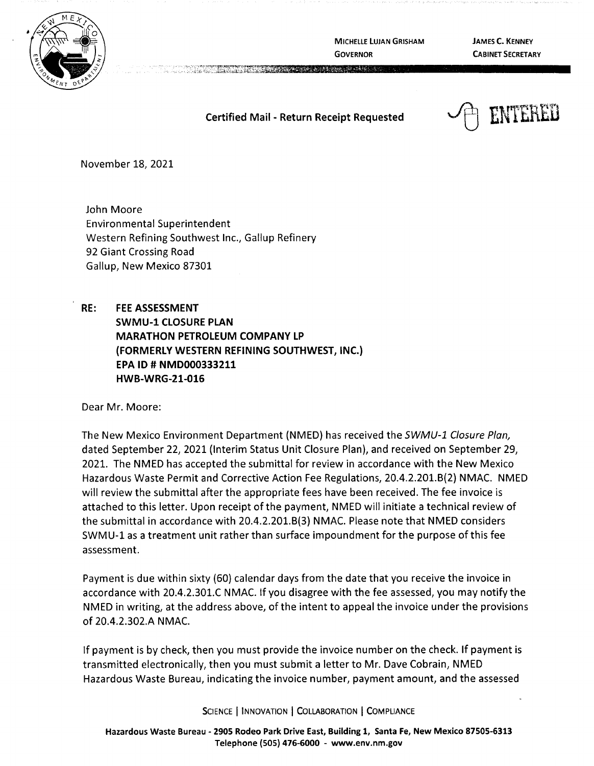MICHELLE LUJAN GRISHAM
GOVERNOR

JAMES C. KENNEY
CABINET SECRETARY

**Certified Mail - Return Receipt Requested**

ENTERED

November 18, 2021

John Moore
Environmental Superintendent
Western Refining Southwest Inc., Gallup Refinery
92 Giant Crossing Road
Gallup, New Mexico 87301

**RE: FEE ASSESSMENT**
**SWMU-1 CLOSURE PLAN**
**MARATHON PETROLEUM COMPANY LP**
**(FORMERLY WESTERN REFINING SOUTHWEST, INC.)**
**EPA ID # NMD000333211**
**HWB-WRG-21-016**

Dear Mr. Moore:

The New Mexico Environment Department (NMED) has received the *SWMU-1 Closure Plan,* dated September 22, 2021 (Interim Status Unit Closure Plan), and received on September 29, 2021. The NMED has accepted the submittal for review in accordance with the New Mexico Hazardous Waste Permit and Corrective Action Fee Regulations, 20.4.2.201.B(2) NMAC. NMED will review the submittal after the appropriate fees have been received. The fee invoice is attached to this letter. Upon receipt of the payment, NMED will initiate a technical review of the submittal in accordance with 20.4.2.201.B(3) NMAC. Please note that NMED considers SWMU-1 as a treatment unit rather than surface impoundment for the purpose of this fee assessment.

Payment is due within sixty (60) calendar days from the date that you receive the invoice in accordance with 20.4.2.301.C NMAC. If you disagree with the fee assessed, you may notify the NMED in writing, at the address above, of the intent to appeal the invoice under the provisions of 20.4.2.302.A NMAC.

If payment is by check, then you must provide the invoice number on the check. If payment is transmitted electronically, then you must submit a letter to Mr. Dave Cobrain, NMED Hazardous Waste Bureau, indicating the invoice number, payment amount, and the assessed

SCIENCE | INNOVATION | COLLABORATION | COMPLIANCE

**Hazardous Waste Bureau - 2905 Rodeo Park Drive East, Building 1, Santa Fe, New Mexico 87505-6313**
**Telephone (505) 476-6000 - www.env.nm.gov**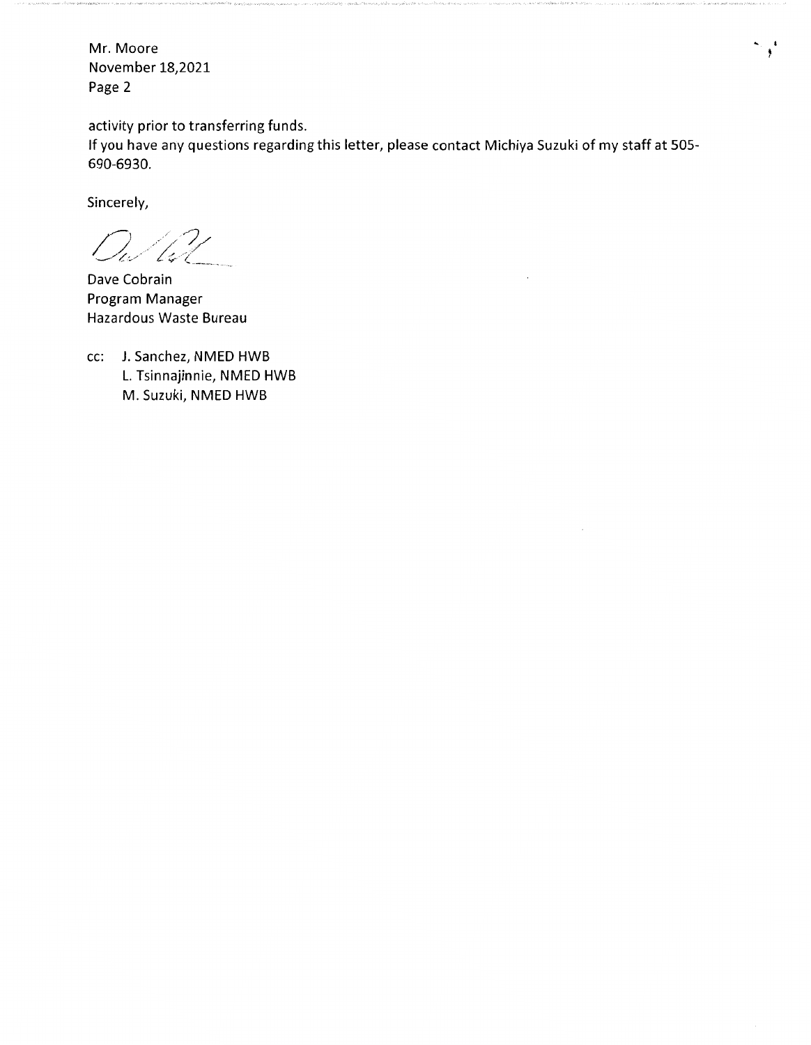activity prior to transferring funds.
If you have any questions regarding this letter, please contact Michiya Suzuki of my staff at 505-690-6930.

Sincerely,

Dave Cobrain
Program Manager
Hazardous Waste Bureau

cc: J. Sanchez, NMED HWB
L. Tsinnajinnie, NMED HWB
M. Suzuki, NMED HWB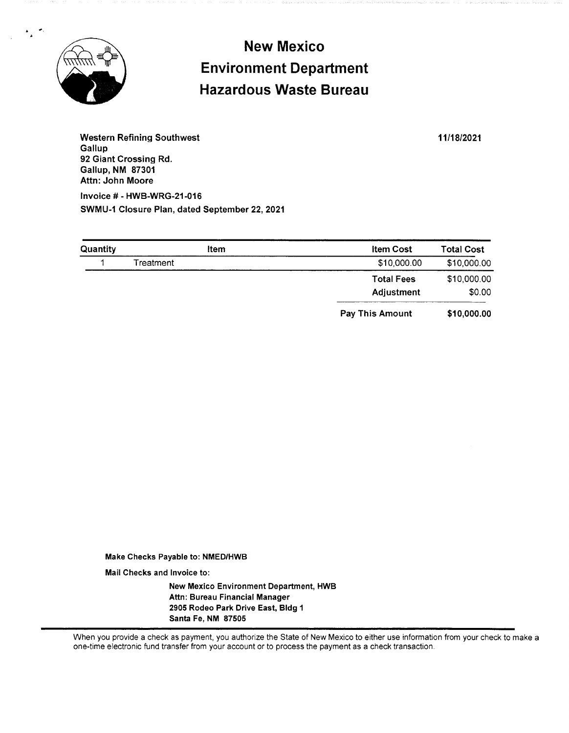# New Mexico
# Environment Department
# Hazardous Waste Bureau

**Western Refining Southwest**
**Gallup**
**92 Giant Crossing Rd.**
**Gallup, NM 87301**
**Attn: John Moore**

**11/18/2021**

**Invoice # - HWB-WRG-21-016**

**SWMU-1 Closure Plan, dated September 22, 2021**

| Quantity | Item | Item Cost | Total Cost |
|---|---|---|---|
| 1 | Treatment | $10,000.00 | $10,000.00 |
| | | **Total Fees** | $10,000.00 |
| | | **Adjustment** | $0.00 |
| | | **Pay This Amount** | **$10,000.00** |

**Make Checks Payable to: NMED/HWB**

**Mail Checks and Invoice to:**

**New Mexico Environment Department, HWB**
**Attn: Bureau Financial Manager**
**2905 Rodeo Park Drive East, Bldg 1**
**Santa Fe, NM 87505**

When you provide a check as payment, you authorize the State of New Mexico to either use information from your check to make a one-time electronic fund transfer from your account or to process the payment as a check transaction.